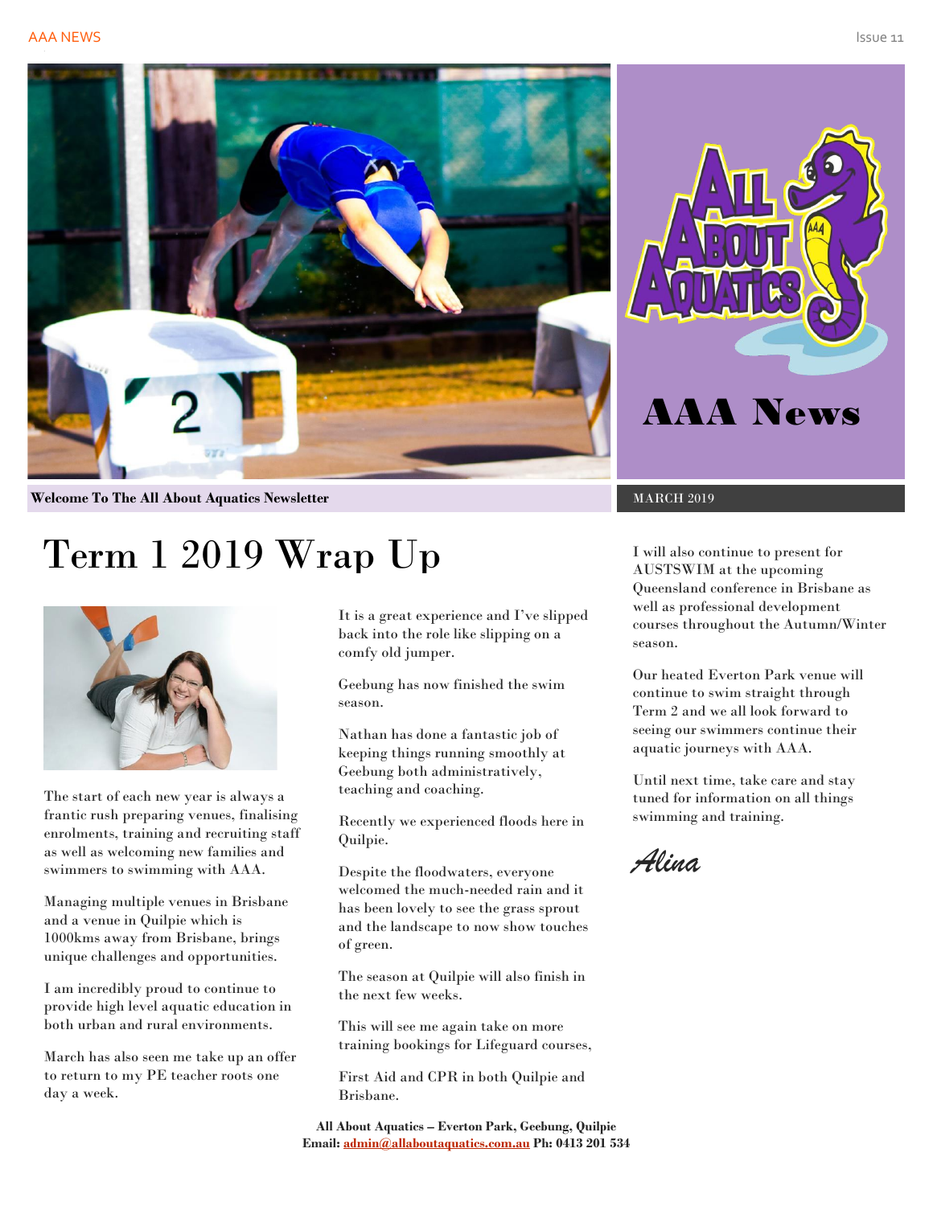# AAA News

**Welcome To The All About Aquatics Newsletter**

MARCH 2019

## Term 1 2019 Wrap Up

The start of each new year is always a frantic rush preparing venues, finalising enrolments, training and recruiting staff as well as welcoming new families and swimmers to swimming with AAA.

Managing multiple venues in Brisbane and a venue in Quilpie which is 1000kms away from Brisbane, brings unique challenges and opportunities.

I am incredibly proud to continue to provide high level aquatic education in both urban and rural environments.

March has also seen me take up an offer to return to my PE teacher roots one day a week.

It is a great experience and I've slipped back into the role like slipping on a comfy old jumper.

Geebung has now finished the swim season.

Nathan has done a fantastic job of keeping things running smoothly at Geebung both administratively, teaching and coaching.

Recently we experienced floods here in Quilpie.

Despite the floodwaters, everyone welcomed the much-needed rain and it has been lovely to see the grass sprout and the landscape to now show touches of green.

The season at Quilpie will also finish in the next few weeks.

This will see me again take on more training bookings for Lifeguard courses,

First Aid and CPR in both Quilpie and Brisbane.

I will also continue to present for AUSTSWIM at the upcoming Queensland conference in Brisbane as well as professional development courses throughout the Autumn/Winter season.

Our heated Everton Park venue will continue to swim straight through Term 2 and we all look forward to seeing our swimmers continue their aquatic journeys with AAA.

Until next time, take care and stay tuned for information on all things swimming and training.

*Alina*

**All About Aquatics – Everton Park, Geebung, Quilpie**
**Email: admin@allaboutaquatics.com.au Ph: 0413 201 534**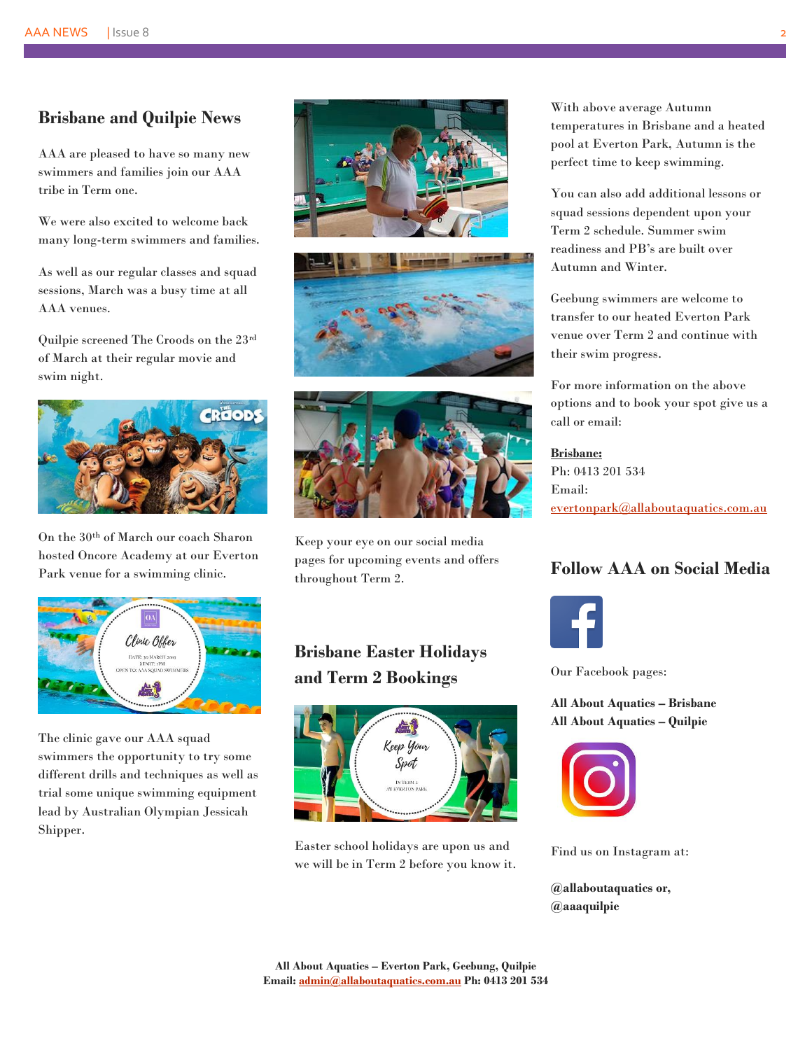## Brisbane and Quilpie News

AAA are pleased to have so many new swimmers and families join our AAA tribe in Term one.

We were also excited to welcome back many long-term swimmers and families.

As well as our regular classes and squad sessions, March was a busy time at all AAA venues.

Quilpie screened The Croods on the 23rd of March at their regular movie and swim night.

On the 30th of March our coach Sharon hosted Oncore Academy at our Everton Park venue for a swimming clinic.

The clinic gave our AAA squad swimmers the opportunity to try some different drills and techniques as well as trial some unique swimming equipment lead by Australian Olympian Jessicah Shipper.

Keep your eye on our social media pages for upcoming events and offers throughout Term 2.

## Brisbane Easter Holidays and Term 2 Bookings

Easter school holidays are upon us and we will be in Term 2 before you know it.

With above average Autumn temperatures in Brisbane and a heated pool at Everton Park, Autumn is the perfect time to keep swimming.

You can also add additional lessons or squad sessions dependent upon your Term 2 schedule. Summer swim readiness and PB's are built over Autumn and Winter.

Geebung swimmers are welcome to transfer to our heated Everton Park venue over Term 2 and continue with their swim progress.

For more information on the above options and to book your spot give us a call or email:

**Brisbane:**
Ph: 0413 201 534
Email:
evertonpark@allaboutaquatics.com.au

## Follow AAA on Social Media

Our Facebook pages:

**All About Aquatics – Brisbane**
**All About Aquatics – Quilpie**

Find us on Instagram at:

**@allaboutaquatics or,**
**@aaaquilpie**

**All About Aquatics – Everton Park, Geebung, Quilpie**
**Email: admin@allaboutaquatics.com.au Ph: 0413 201 534**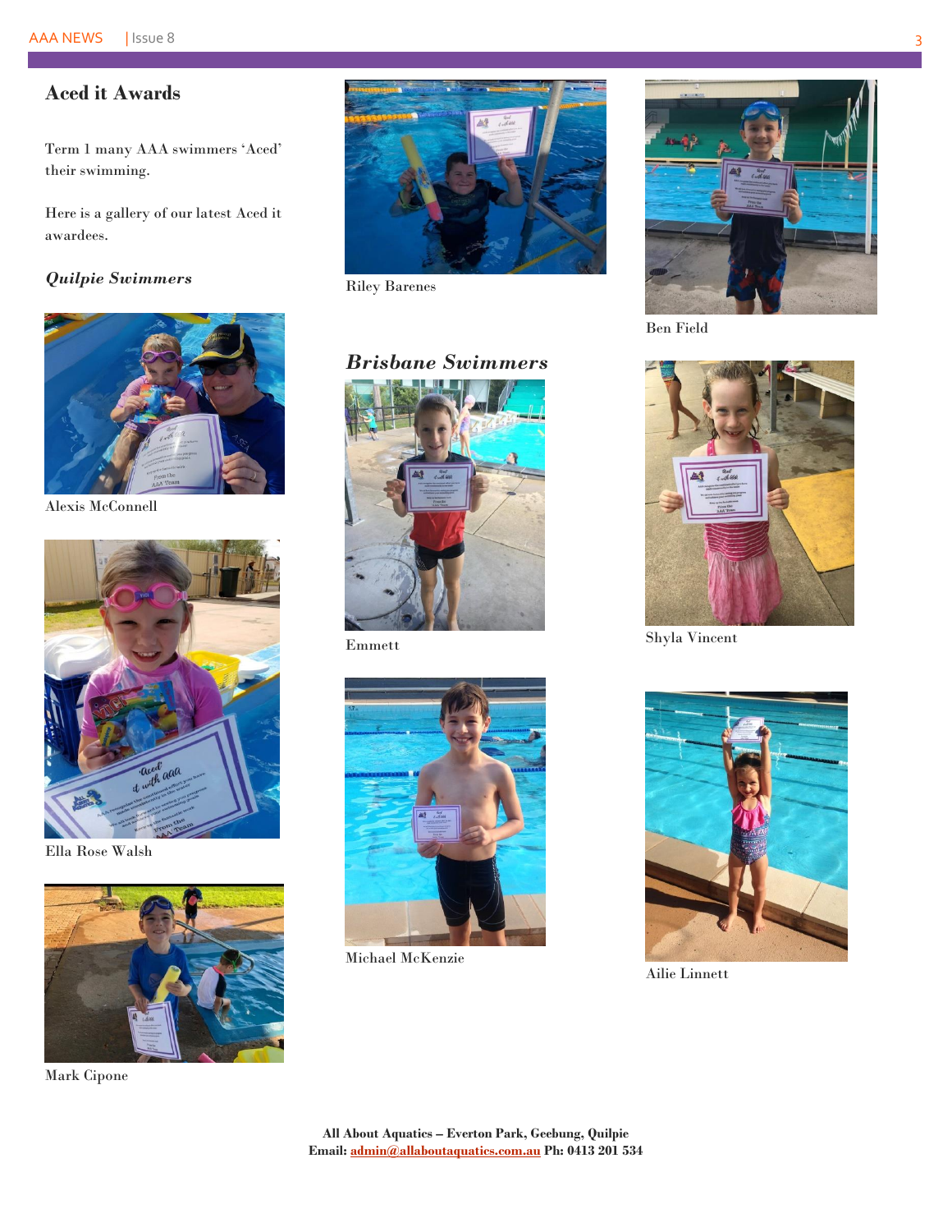## Aced it Awards

Term 1 many AAA swimmers 'Aced' their swimming.

Here is a gallery of our latest Aced it awardees.

### *Quilpie Swimmers*

Alexis McConnell

Ella Rose Walsh

Mark Cipone

Riley Barenes

Ben Field

### *Brisbane Swimmers*

Emmett

Shyla Vincent

Michael McKenzie

Ailie Linnett

**All About Aquatics – Everton Park, Geebung, Quilpie**
**Email: admin@allaboutaquatics.com.au Ph: 0413 201 534**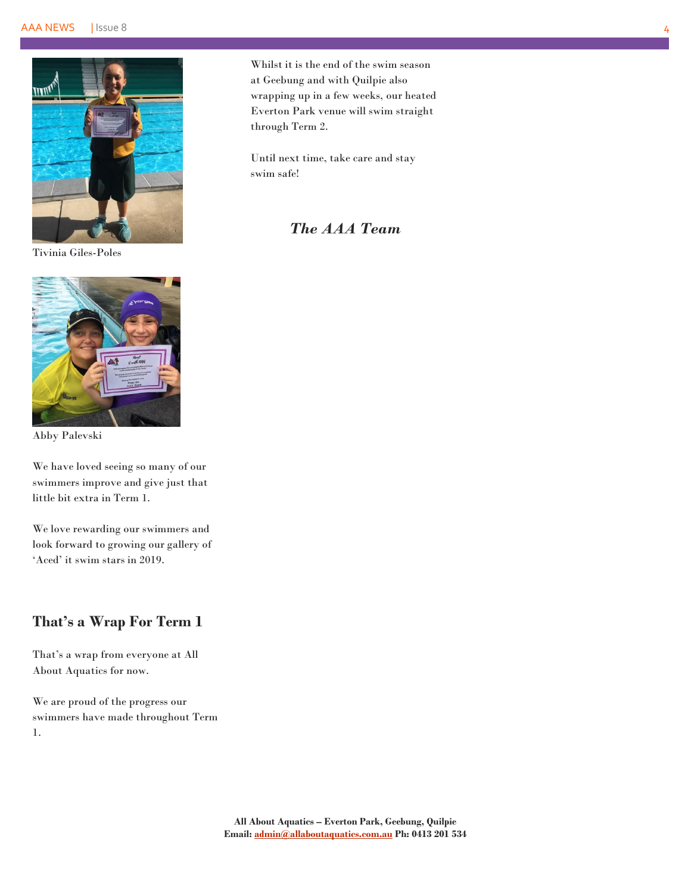Tivinia Giles-Poles

Abby Palevski

We have loved seeing so many of our swimmers improve and give just that little bit extra in Term 1.

We love rewarding our swimmers and look forward to growing our gallery of 'Aced' it swim stars in 2019.

## That's a Wrap For Term 1

That's a wrap from everyone at All About Aquatics for now.

We are proud of the progress our swimmers have made throughout Term 1.

Whilst it is the end of the swim season at Geebung and with Quilpie also wrapping up in a few weeks, our heated Everton Park venue will swim straight through Term 2.

Until next time, take care and stay swim safe!

***The AAA Team***

**All About Aquatics – Everton Park, Geebung, Quilpie**
**Email: admin@allaboutaquatics.com.au Ph: 0413 201 534**